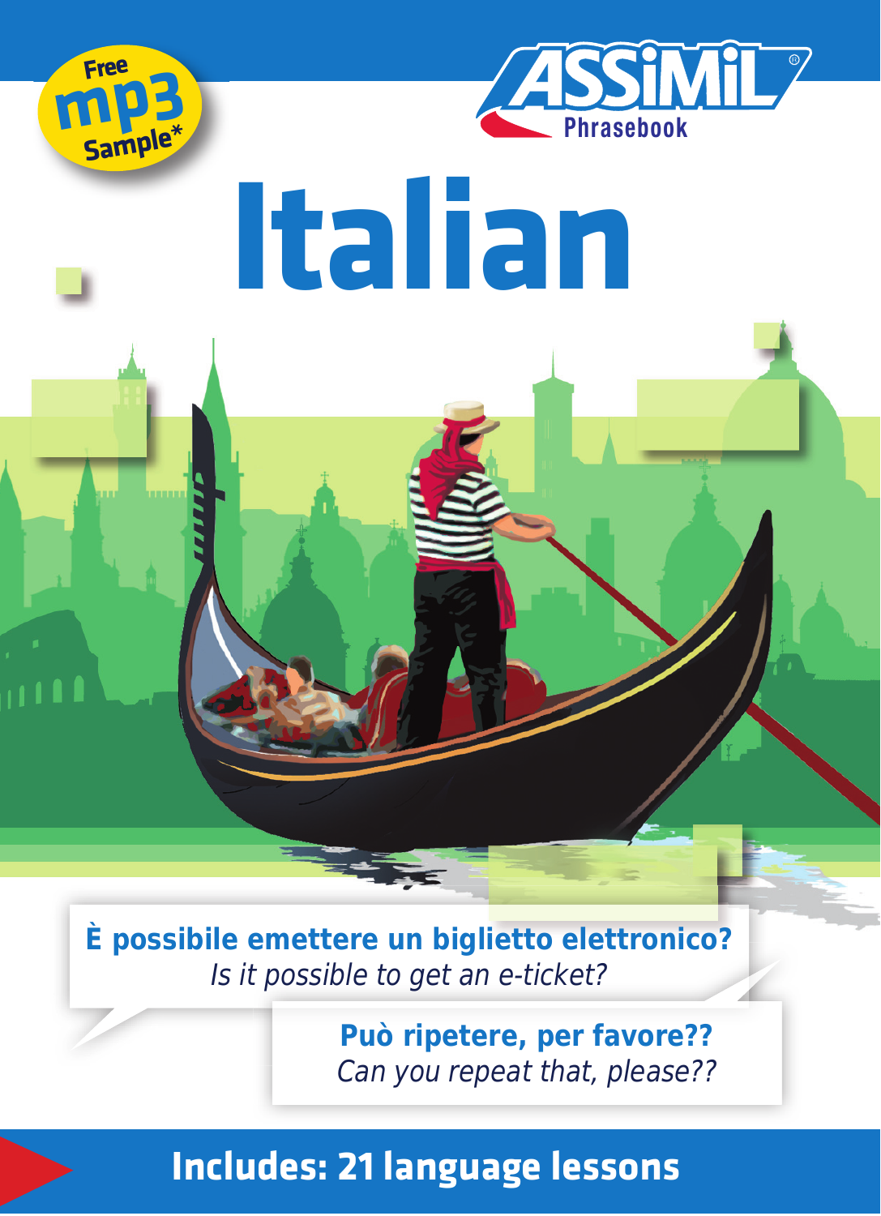Free mp3 Sample*

ASSiMiL Phrasebook

# Italian

**È possibile emettere un biglietto elettronico?**
*Is it possible to get an e-ticket?*

**Può ripetere, per favore??**
*Can you repeat that, please??*

**Includes: 21 language lessons**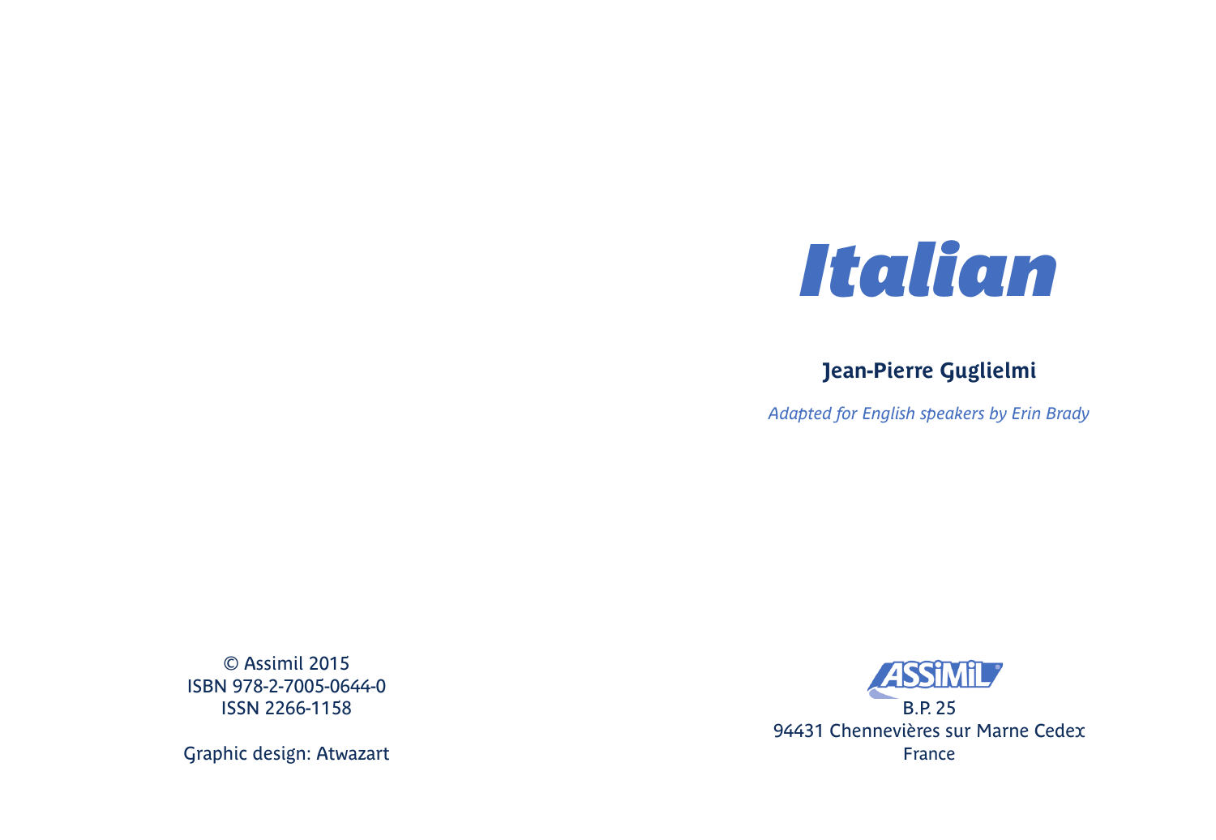# *Italian*

**Jean-Pierre Guglielmi**

*Adapted for English speakers by Erin Brady*

© Assimil 2015
ISBN 978-2-7005-0644-0
ISSN 2266-1158

Graphic design: Atwazart

ASSiMiL
B.P. 25
94431 Chennevières sur Marne Cedex
France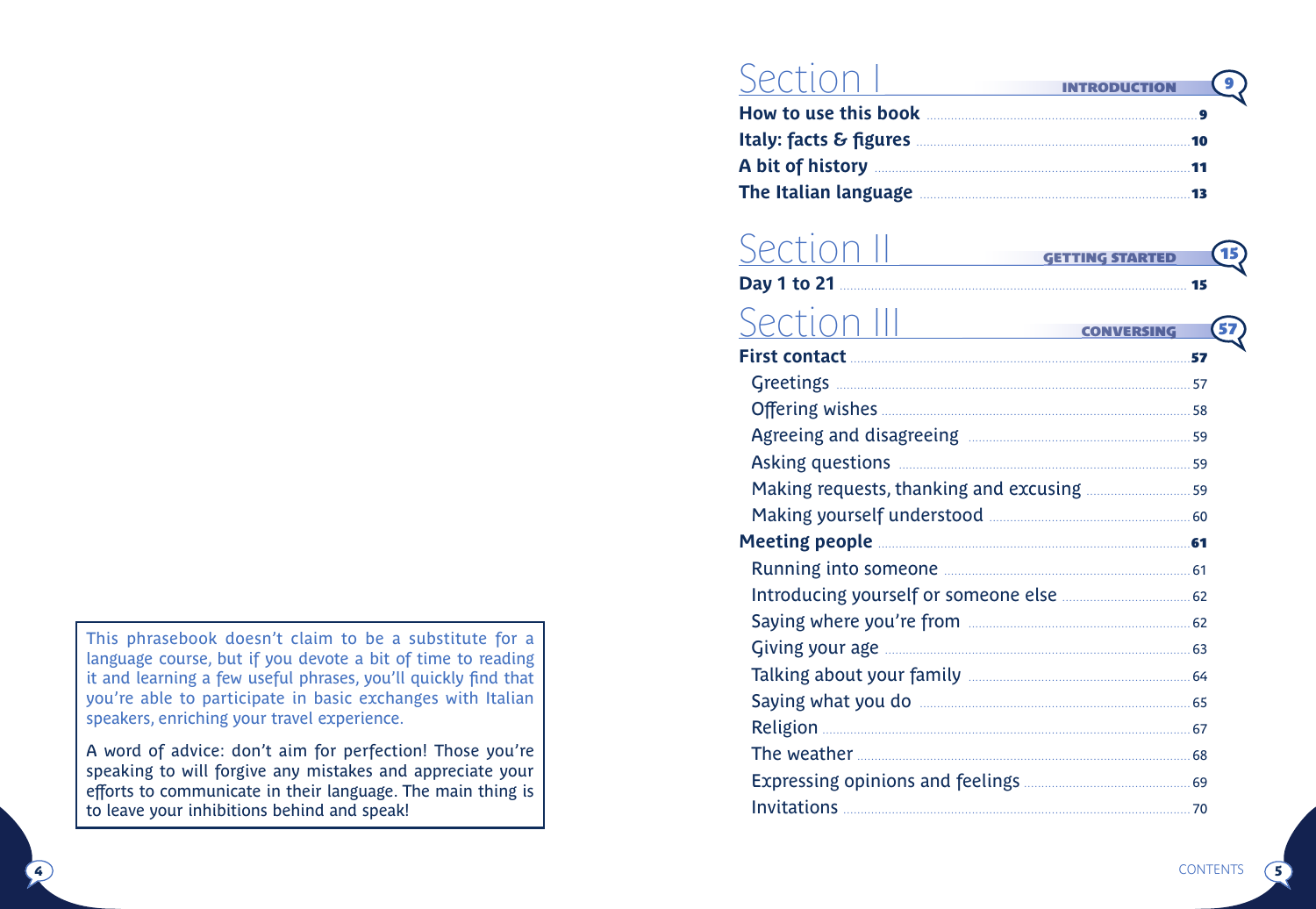This phrasebook doesn't claim to be a substitute for a language course, but if you devote a bit of time to reading it and learning a few useful phrases, you'll quickly find that you're able to participate in basic exchanges with Italian speakers, enriching your travel experience.

A word of advice: don't aim for perfection! Those you're speaking to will forgive any mistakes and appreciate your efforts to communicate in their language. The main thing is to leave your inhibitions behind and speak!

## Section I — INTRODUCTION — 9

**How to use this book** .......... **9**
**Italy: facts & figures** .......... **10**
**A bit of history** .......... **11**
**The Italian language** .......... **13**

## Section II — GETTING STARTED — 15

**Day 1 to 21** .......... **15**

## Section III — CONVERSING — 57

**First contact** .......... **57**
- Greetings .......... 57
- Offering wishes .......... 58
- Agreeing and disagreeing .......... 59
- Asking questions .......... 59
- Making requests, thanking and excusing .......... 59
- Making yourself understood .......... 60

**Meeting people** .......... **61**
- Running into someone .......... 61
- Introducing yourself or someone else .......... 62
- Saying where you're from .......... 62
- Giving your age .......... 63
- Talking about your family .......... 64
- Saying what you do .......... 65
- Religion .......... 67
- The weather .......... 68
- Expressing opinions and feelings .......... 69
- Invitations .......... 70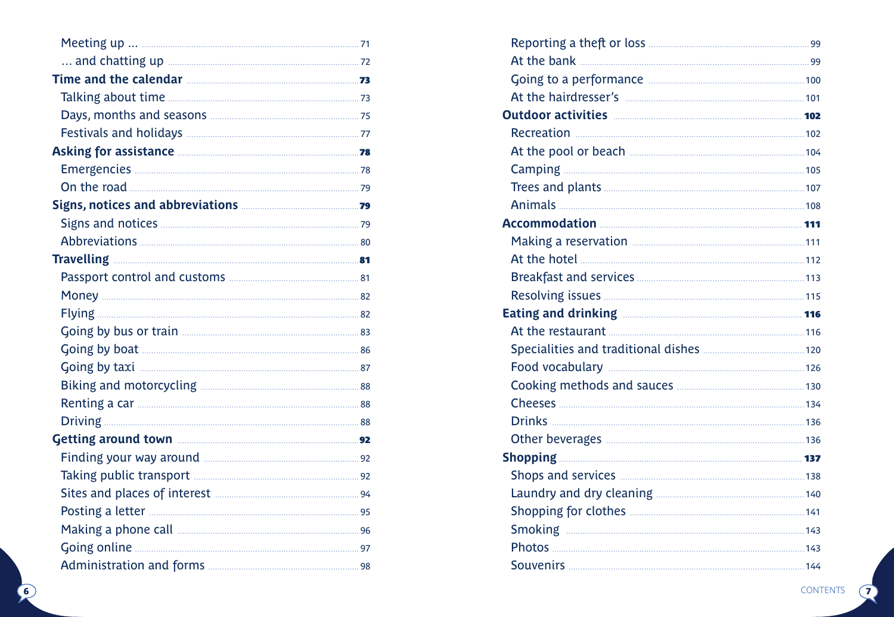Meeting up ... 71
... and chatting up 72

**Time and the calendar** **73**

Talking about time 73
Days, months and seasons 75
Festivals and holidays 77

**Asking for assistance** **78**

Emergencies 78
On the road 79

**Signs, notices and abbreviations** **79**

Signs and notices 79
Abbreviations 80

**Travelling** **81**

Passport control and customs 81
Money 82
Flying 82
Going by bus or train 83
Going by boat 86
Going by taxi 87
Biking and motorcycling 88
Renting a car 88
Driving 88

**Getting around town** **92**

Finding your way around 92
Taking public transport 92
Sites and places of interest 94
Posting a letter 95
Making a phone call 96
Going online 97
Administration and forms 98

Reporting a theft or loss 99
At the bank 99
Going to a performance 100
At the hairdresser's 101

**Outdoor activities** **102**

Recreation 102
At the pool or beach 104
Camping 105
Trees and plants 107
Animals 108

**Accommodation** **111**

Making a reservation 111
At the hotel 112
Breakfast and services 113
Resolving issues 115

**Eating and drinking** **116**

At the restaurant 116
Specialities and traditional dishes 120
Food vocabulary 126
Cooking methods and sauces 130
Cheeses 134
Drinks 136
Other beverages 136

**Shopping** **137**

Shops and services 138
Laundry and dry cleaning 140
Shopping for clothes 141
Smoking 143
Photos 143
Souvenirs 144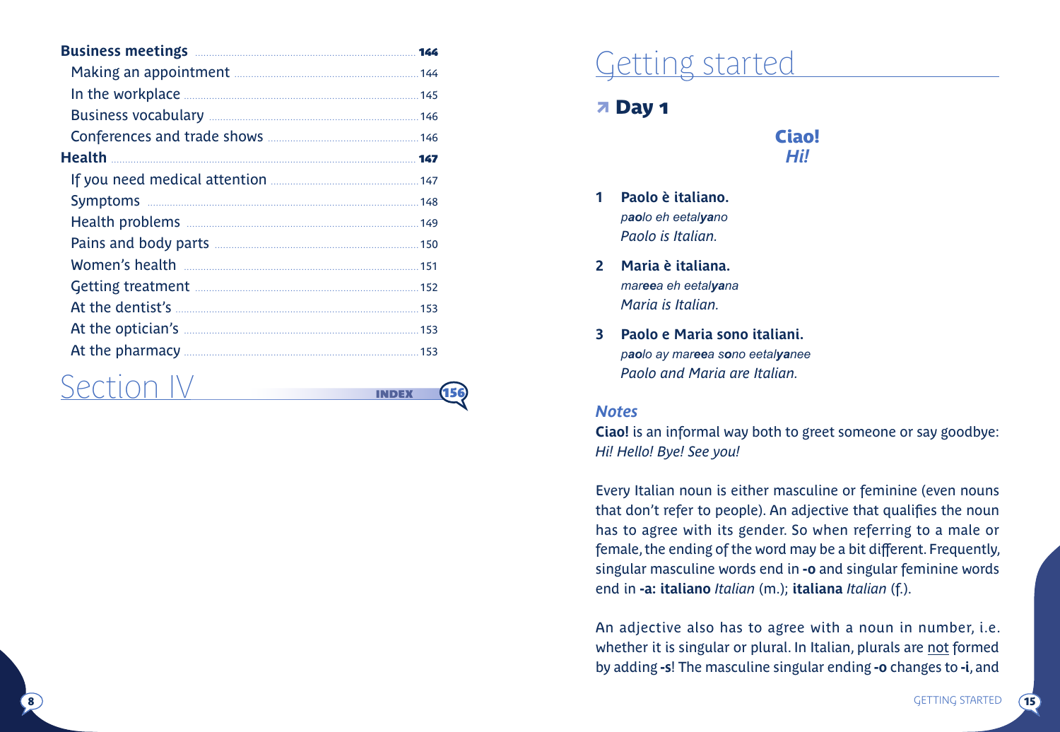**Business meetings** ..... **144**
- Making an appointment ..... 144
- In the workplace ..... 145
- Business vocabulary ..... 146
- Conferences and trade shows ..... 146

**Health** ..... **147**
- If you need medical attention ..... 147
- Symptoms ..... 148
- Health problems ..... 149
- Pains and body parts ..... 150
- Women's health ..... 151
- Getting treatment ..... 152
- At the dentist's ..... 153
- At the optician's ..... 153
- At the pharmacy ..... 153

# Section IV

**INDEX** ..... 156

# Getting started

## Day 1

**Ciao!**
*Hi!*

1. **Paolo è italiano.**
   *p**ao**lo eh eetal**ya**no*
   *Paolo is Italian.*

2. **Maria è italiana.**
   *mar**ee**a eh eetal**ya**na*
   *Maria is Italian.*

3. **Paolo e Maria sono italiani.**
   *p**ao**lo ay mar**ee**a s**o**no eetal**ya**nee*
   *Paolo and Maria are Italian.*

### Notes

**Ciao!** is an informal way both to greet someone or say goodbye: *Hi! Hello! Bye! See you!*

Every Italian noun is either masculine or feminine (even nouns that don't refer to people). An adjective that qualifies the noun has to agree with its gender. So when referring to a male or female, the ending of the word may be a bit different. Frequently, singular masculine words end in **-o** and singular feminine words end in **-a: italiano** *Italian* (m.); **italiana** *Italian* (f.).

An adjective also has to agree with a noun in number, i.e. whether it is singular or plural. In Italian, plurals are not formed by adding **-s**! The masculine singular ending **-o** changes to **-i**, and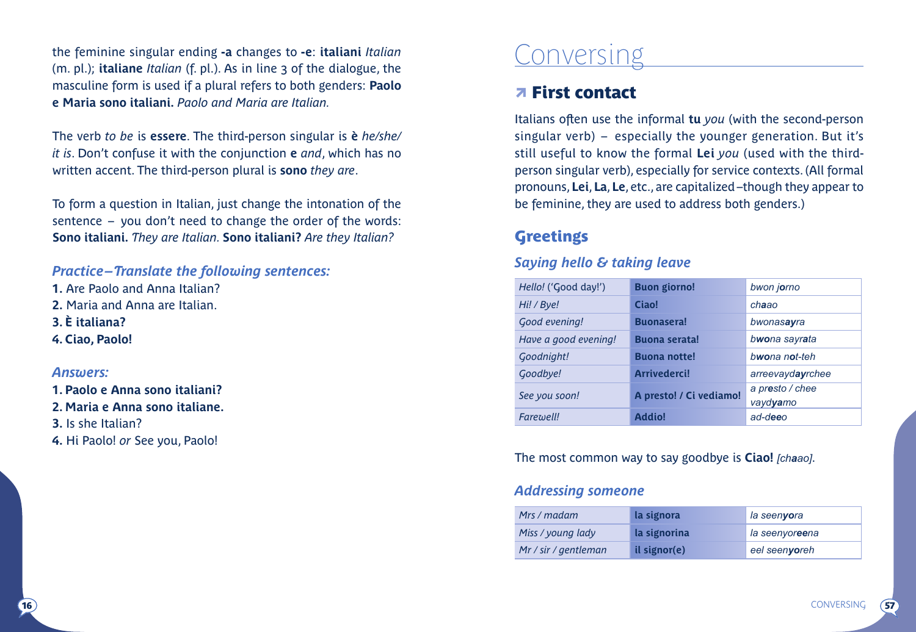the feminine singular ending **-a** changes to **-e**: **italiani** *Italian* (m. pl.); **italiane** *Italian* (f. pl.). As in line 3 of the dialogue, the masculine form is used if a plural refers to both genders: **Paolo e Maria sono italiani.** *Paolo and Maria are Italian.*

The verb *to be* is **essere**. The third-person singular is **è** *he/she/it is*. Don't confuse it with the conjunction **e** *and*, which has no written accent. The third-person plural is **sono** *they are*.

To form a question in Italian, just change the intonation of the sentence – you don't need to change the order of the words: **Sono italiani.** *They are Italian.* **Sono italiani?** *Are they Italian?*

### *Practice – Translate the following sentences:*

**1.** Are Paolo and Anna Italian?
**2.** Maria and Anna are Italian.
**3. È italiana?**
**4. Ciao, Paolo!**

### *Answers:*

**1. Paolo e Anna sono italiani?**
**2. Maria e Anna sono italiane.**
**3.** Is she Italian?
**4.** Hi Paolo! *or* See you, Paolo!

# Conversing

## First contact

Italians often use the informal **tu** *you* (with the second-person singular verb) – especially the younger generation. But it's still useful to know the formal **Lei** *you* (used with the third-person singular verb), especially for service contexts. (All formal pronouns, **Lei**, **La**, **Le**, etc., are capitalized – though they appear to be feminine, they are used to address both genders.)

## Greetings

### *Saying hello & taking leave*

| | | |
|---|---|---|
| *Hello!* ('Good day!') | **Buon giorno!** | *bwon **jo**rno* |
| *Hi! / Bye!* | **Ciao!** | *ch**a**ao* |
| *Good evening!* | **Buonasera!** | *bwonas**ay**ra* |
| *Have a good evening!* | **Buona serata!** | *b**wo**na sayr**a**ta* |
| *Goodnight!* | **Buona notte!** | *b**wo**na n**o**t-teh* |
| *Goodbye!* | **Arrivederci!** | *arreevayd**ay**rchee* |
| *See you soon!* | **A presto! / Ci vediamo!** | *a pr**e**sto / chee vayd**ya**mo* |
| *Farewell!* | **Addio!** | *ad-d**ee**o* |

The most common way to say goodbye is **Ciao!** *[ch**a**ao]*.

### *Addressing someone*

| | | |
|---|---|---|
| *Mrs / madam* | **la signora** | *la seen**yo**ra* |
| *Miss / young lady* | **la signorina** | *la seenyor**ee**na* |
| *Mr / sir / gentleman* | **il signor(e)** | *eel seen**yo**reh* |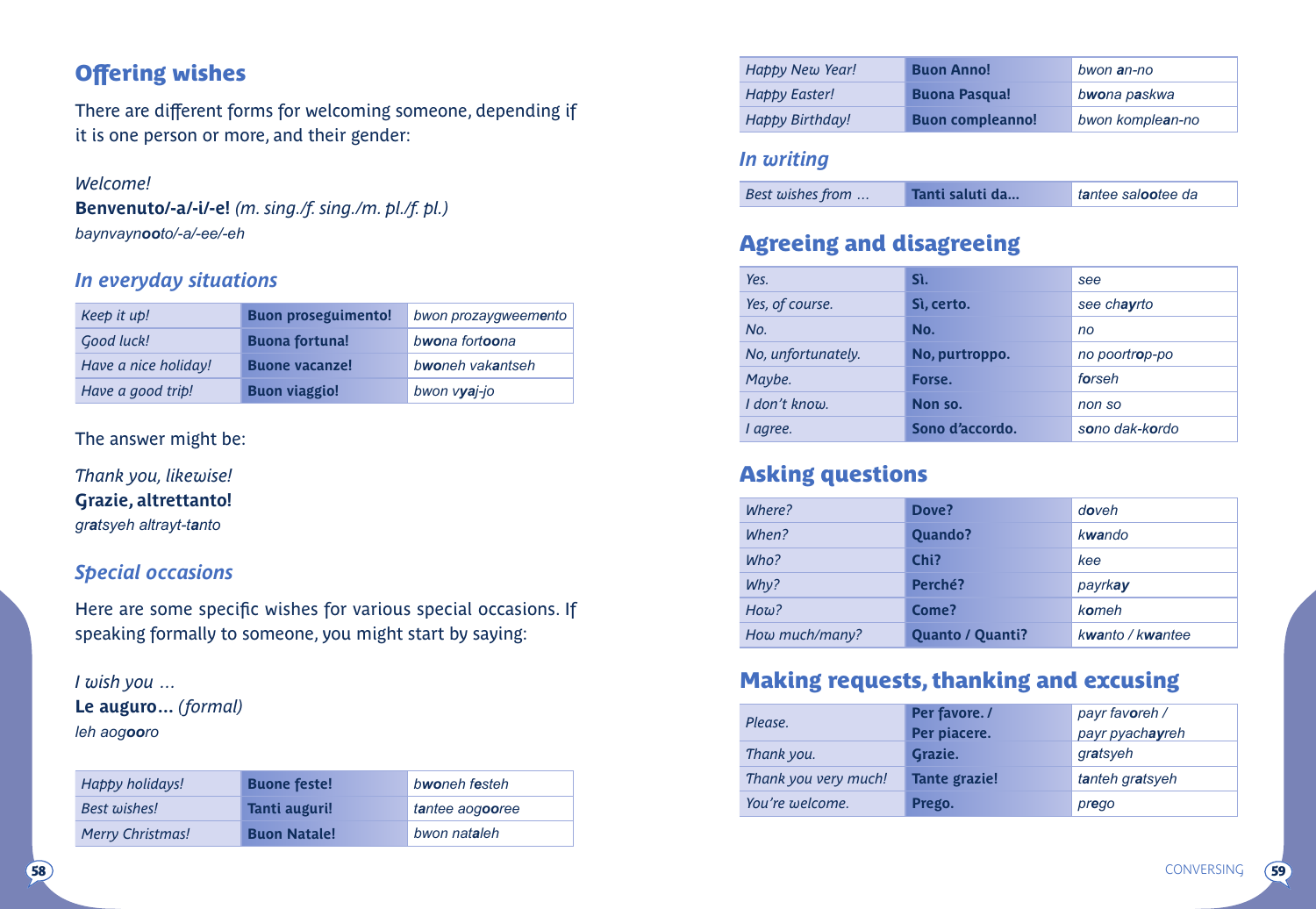## Offering wishes

There are different forms for welcoming someone, depending if it is one person or more, and their gender:

*Welcome!*
**Benvenuto/-a/-i/-e!** *(m. sing./f. sing./m. pl./f. pl.)*
*baynvaynooto/-a/-ee/-eh*

### *In everyday situations*

| | | |
|---|---|---|
| *Keep it up!* | **Buon proseguimento!** | *bwon prozaygweemento* |
| *Good luck!* | **Buona fortuna!** | *bwona fortoona* |
| *Have a nice holiday!* | **Buone vacanze!** | *bwoneh vakantseh* |
| *Have a good trip!* | **Buon viaggio!** | *bwon vyaj-jo* |

The answer might be:

*Thank you, likewise!*
**Grazie, altrettanto!**
*gratsyeh altrayt-tanto*

### *Special occasions*

Here are some specific wishes for various special occasions. If speaking formally to someone, you might start by saying:

*I wish you …*
**Le auguro…** *(formal)*
*leh aogooro*

| | | |
|---|---|---|
| *Happy holidays!* | **Buone feste!** | *bwoneh festeh* |
| *Best wishes!* | **Tanti auguri!** | *tantee aogooree* |
| *Merry Christmas!* | **Buon Natale!** | *bwon nataleh* |
| *Happy New Year!* | **Buon Anno!** | *bwon an-no* |
| *Happy Easter!* | **Buona Pasqua!** | *bwona paskwa* |
| *Happy Birthday!* | **Buon compleanno!** | *bwon komplean-no* |

### *In writing*

| | | |
|---|---|---|
| *Best wishes from …* | **Tanti saluti da…** | *tantee salootee da* |

## Agreeing and disagreeing

| | | |
|---|---|---|
| *Yes.* | **Sì.** | *see* |
| *Yes, of course.* | **Sì, certo.** | *see chayrto* |
| *No.* | **No.** | *no* |
| *No, unfortunately.* | **No, purtroppo.** | *no poortrop-po* |
| *Maybe.* | **Forse.** | *forseh* |
| *I don't know.* | **Non so.** | *non so* |
| *I agree.* | **Sono d'accordo.** | *sono dak-kordo* |

## Asking questions

| | | |
|---|---|---|
| *Where?* | **Dove?** | *doveh* |
| *When?* | **Quando?** | *kwando* |
| *Who?* | **Chi?** | *kee* |
| *Why?* | **Perché?** | *payrkay* |
| *How?* | **Come?** | *komeh* |
| *How much/many?* | **Quanto / Quanti?** | *kwanto / kwantee* |

## Making requests, thanking and excusing

| | | |
|---|---|---|
| *Please.* | **Per favore. / Per piacere.** | *payr favoreh / payr pyachayreh* |
| *Thank you.* | **Grazie.** | *gratsyeh* |
| *Thank you very much!* | **Tante grazie!** | *tanteh gratsyeh* |
| *You're welcome.* | **Prego.** | *prego* |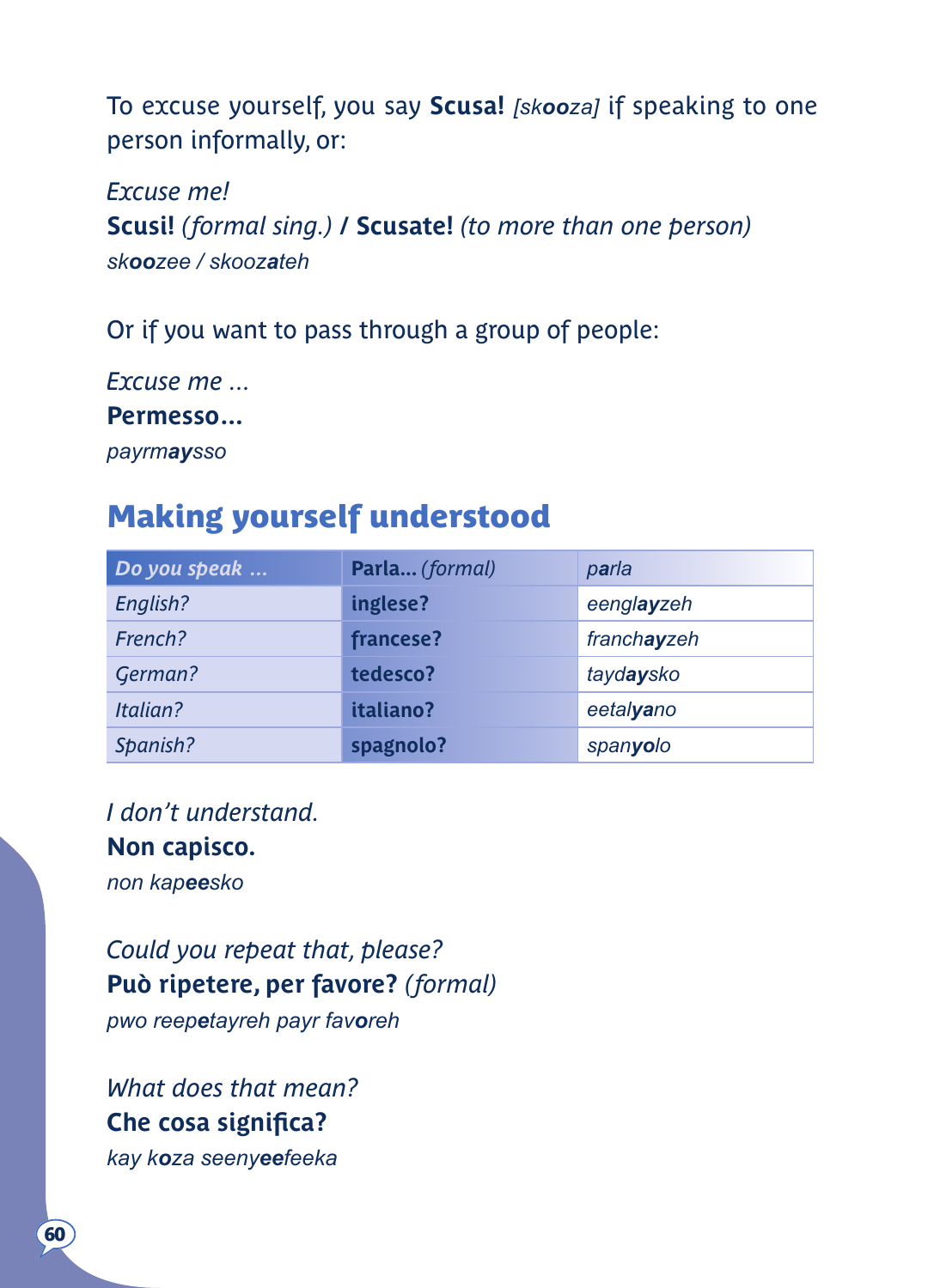To excuse yourself, you say **Scusa!** *[skooza]* if speaking to one person informally, or:

*Excuse me!*
**Scusi!** *(formal sing.)* **/ Scusate!** *(to more than one person)*
*sk**oo**zee / skooz**a**teh*

Or if you want to pass through a group of people:

*Excuse me ...*
**Permesso...**
*payrm**ay**sso*

## Making yourself understood

| *Do you speak ...* | **Parla...** *(formal)* | *p**a**rla* |
|---|---|---|
| *English?* | **inglese?** | *eengl**ay**zeh* |
| *French?* | **francese?** | *franch**ay**zeh* |
| *German?* | **tedesco?** | *tayd**ay**sko* |
| *Italian?* | **italiano?** | *eetal**ya**no* |
| *Spanish?* | **spagnolo?** | *span**yo**lo* |

*I don't understand.*
**Non capisco.**
*non kap**ee**sko*

*Could you repeat that, please?*
**Può ripetere, per favore?** *(formal)*
*pwo reep**e**tayreh payr fav**o**reh*

*What does that mean?*
**Che cosa significa?**
*kay k**o**za seeny**ee**feeka*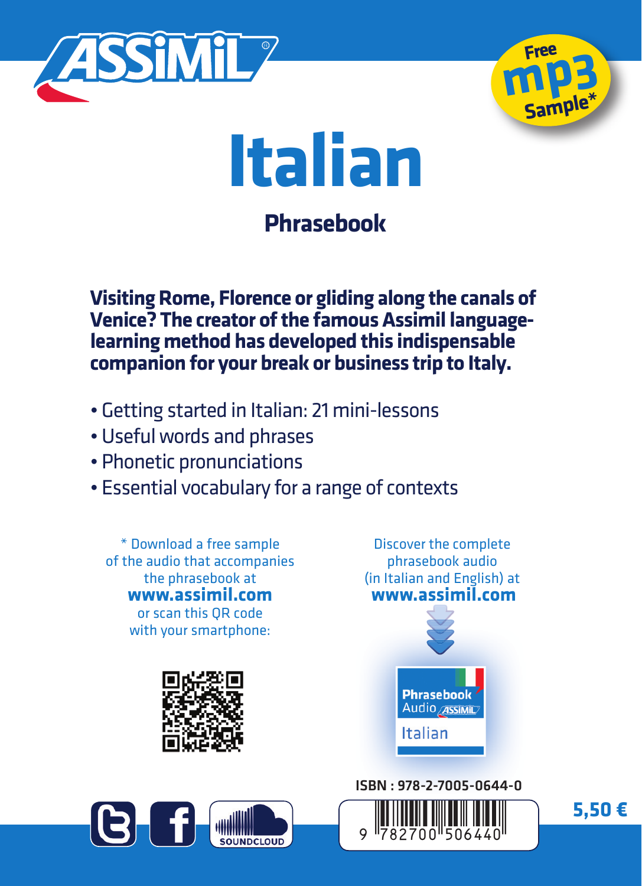ASSIMIL

Free mp3 Sample*

# Italian

## Phrasebook

**Visiting Rome, Florence or gliding along the canals of Venice? The creator of the famous Assimil language-learning method has developed this indispensable companion for your break or business trip to Italy.**

- Getting started in Italian: 21 mini-lessons
- Useful words and phrases
- Phonetic pronunciations
- Essential vocabulary for a range of contexts

* Download a free sample of the audio that accompanies the phrasebook at **www.assimil.com** or scan this QR code with your smartphone:

Discover the complete phrasebook audio (in Italian and English) at **www.assimil.com**

Phrasebook Audio ASSIMIL Italian

ISBN : 978-2-7005-0644-0

9 782700 506440

5,50 €